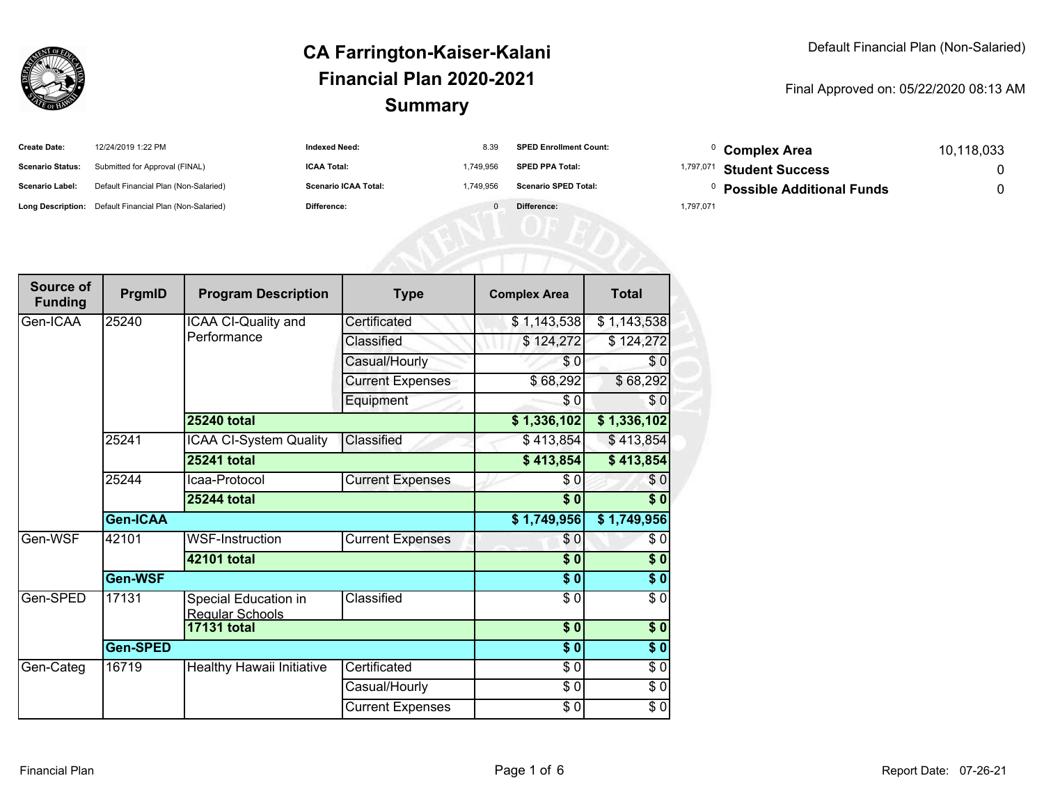# CA Farrington-Kaiser-Kalani
# Financial Plan 2020-2021
# Summary

Default Financial Plan (Non-Salaried)

Final Approved on: 05/22/2020 08:13 AM

| | | | | | |
|---|---|---|---|---|---|
| **Create Date:** | 12/24/2019 1:22 PM | **Indexed Need:** | 8.39 | **SPED Enrollment Count:** | 0 |
| **Scenario Status:** | Submitted for Approval (FINAL) | **ICAA Total:** | 1,749,956 | **SPED PPA Total:** | 1,797,071 |
| **Scenario Label:** | Default Financial Plan (Non-Salaried) | **Scenario ICAA Total:** | 1,749,956 | **Scenario SPED Total:** | 0 |
| **Long Description:** | Default Financial Plan (Non-Salaried) | **Difference:** | 0 | **Difference:** | 1,797,071 |

| | |
|---|---|
| **Complex Area** | 10,118,033 |
| **Student Success** | 0 |
| **Possible Additional Funds** | 0 |

| Source of Funding | PrgmID | Program Description | Type | Complex Area | Total |
|---|---|---|---|---|---|
| Gen-ICAA | 25240 | ICAA CI-Quality and Performance | Certificated | $ 1,143,538 | $ 1,143,538 |
| | | | Classified | $ 124,272 | $ 124,272 |
| | | | Casual/Hourly | $ 0 | $ 0 |
| | | | Current Expenses | $ 68,292 | $ 68,292 |
| | | | Equipment | $ 0 | $ 0 |
| | | **25240 total** | | **$ 1,336,102** | **$ 1,336,102** |
| | 25241 | ICAA CI-System Quality | Classified | $ 413,854 | $ 413,854 |
| | | **25241 total** | | **$ 413,854** | **$ 413,854** |
| | 25244 | Icaa-Protocol | Current Expenses | $ 0 | $ 0 |
| | | **25244 total** | | **$ 0** | **$ 0** |
| | **Gen-ICAA** | | | **$ 1,749,956** | **$ 1,749,956** |
| Gen-WSF | 42101 | WSF-Instruction | Current Expenses | $ 0 | $ 0 |
| | | **42101 total** | | **$ 0** | **$ 0** |
| | **Gen-WSF** | | | **$ 0** | **$ 0** |
| Gen-SPED | 17131 | Special Education in Regular Schools | Classified | $ 0 | $ 0 |
| | | **17131 total** | | **$ 0** | **$ 0** |
| | **Gen-SPED** | | | **$ 0** | **$ 0** |
| Gen-Categ | 16719 | Healthy Hawaii Initiative | Certificated | $ 0 | $ 0 |
| | | | Casual/Hourly | $ 0 | $ 0 |
| | | | Current Expenses | $ 0 | $ 0 |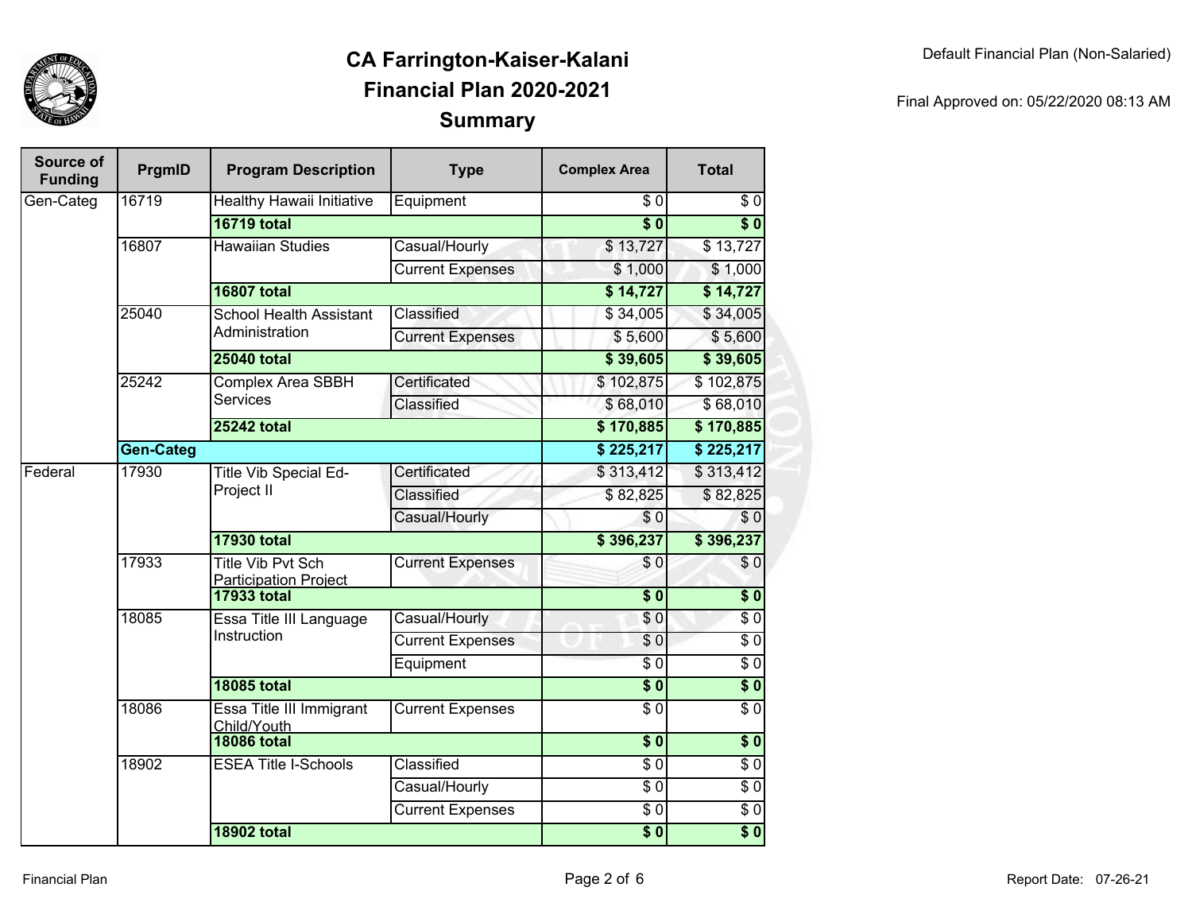Default Financial Plan (Non-Salaried)

Final Approved on: 05/22/2020 08:13 AM

# CA Farrington-Kaiser-Kalani
## Financial Plan 2020-2021
## Summary

| Source of Funding | PrgmID | Program Description | Type | Complex Area | Total |
|---|---|---|---|---|---|
| Gen-Categ | 16719 | Healthy Hawaii Initiative | Equipment | $ 0 | $ 0 |
| | | **16719 total** | | **$ 0** | **$ 0** |
| | 16807 | Hawaiian Studies | Casual/Hourly | $ 13,727 | $ 13,727 |
| | | | Current Expenses | $ 1,000 | $ 1,000 |
| | | **16807 total** | | **$ 14,727** | **$ 14,727** |
| | 25040 | School Health Assistant Administration | Classified | $ 34,005 | $ 34,005 |
| | | | Current Expenses | $ 5,600 | $ 5,600 |
| | | **25040 total** | | **$ 39,605** | **$ 39,605** |
| | 25242 | Complex Area SBBH Services | Certificated | $ 102,875 | $ 102,875 |
| | | | Classified | $ 68,010 | $ 68,010 |
| | | **25242 total** | | **$ 170,885** | **$ 170,885** |
| | **Gen-Categ** | | | **$ 225,217** | **$ 225,217** |
| Federal | 17930 | Title Vib Special Ed-Project II | Certificated | $ 313,412 | $ 313,412 |
| | | | Classified | $ 82,825 | $ 82,825 |
| | | | Casual/Hourly | $ 0 | $ 0 |
| | | **17930 total** | | **$ 396,237** | **$ 396,237** |
| | 17933 | Title Vib Pvt Sch Participation Project | Current Expenses | $ 0 | $ 0 |
| | | **17933 total** | | **$ 0** | **$ 0** |
| | 18085 | Essa Title III Language Instruction | Casual/Hourly | $ 0 | $ 0 |
| | | | Current Expenses | $ 0 | $ 0 |
| | | | Equipment | $ 0 | $ 0 |
| | | **18085 total** | | **$ 0** | **$ 0** |
| | 18086 | Essa Title III Immigrant Child/Youth | Current Expenses | $ 0 | $ 0 |
| | | **18086 total** | | **$ 0** | **$ 0** |
| | 18902 | ESEA Title I-Schools | Classified | $ 0 | $ 0 |
| | | | Casual/Hourly | $ 0 | $ 0 |
| | | | Current Expenses | $ 0 | $ 0 |
| | | **18902 total** | | **$ 0** | **$ 0** |

Financial Plan

Report Date: 07-26-21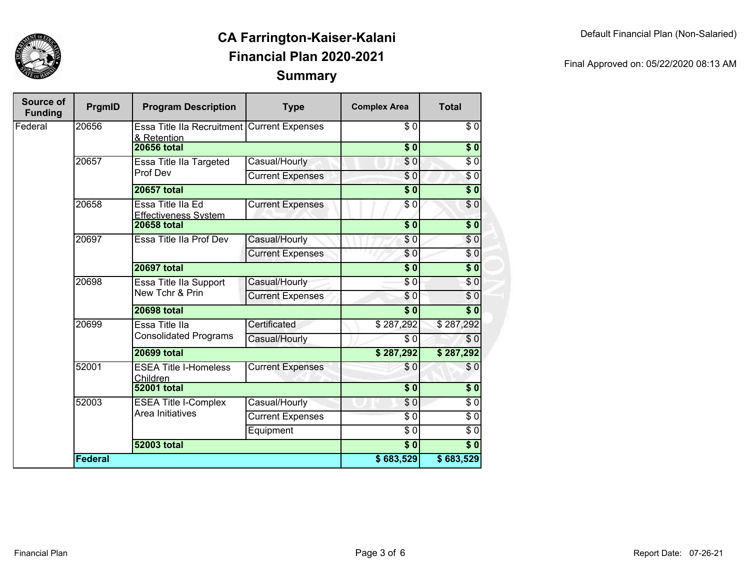# CA Farrington-Kaiser-Kalani
## Financial Plan 2020-2021
## Summary

Default Financial Plan (Non-Salaried)

Final Approved on: 05/22/2020 08:13 AM

| Source of Funding | PrgmID | Program Description | Type | Complex Area | Total |
|---|---|---|---|---|---|
| Federal | 20656 | Essa Title IIa Recruitment & Retention | Current Expenses | $ 0 | $ 0 |
| | | **20656 total** | | **$ 0** | **$ 0** |
| | 20657 | Essa Title IIa Targeted Prof Dev | Casual/Hourly | $ 0 | $ 0 |
| | | | Current Expenses | $ 0 | $ 0 |
| | | **20657 total** | | **$ 0** | **$ 0** |
| | 20658 | Essa Title IIa Ed Effectiveness System | Current Expenses | $ 0 | $ 0 |
| | | **20658 total** | | **$ 0** | **$ 0** |
| | 20697 | Essa Title IIa Prof Dev | Casual/Hourly | $ 0 | $ 0 |
| | | | Current Expenses | $ 0 | $ 0 |
| | | **20697 total** | | **$ 0** | **$ 0** |
| | 20698 | Essa Title IIa Support New Tchr & Prin | Casual/Hourly | $ 0 | $ 0 |
| | | | Current Expenses | $ 0 | $ 0 |
| | | **20698 total** | | **$ 0** | **$ 0** |
| | 20699 | Essa Title IIa Consolidated Programs | Certificated | $ 287,292 | $ 287,292 |
| | | | Casual/Hourly | $ 0 | $ 0 |
| | | **20699 total** | | **$ 287,292** | **$ 287,292** |
| | 52001 | ESEA Title I-Homeless Children | Current Expenses | $ 0 | $ 0 |
| | | **52001 total** | | **$ 0** | **$ 0** |
| | 52003 | ESEA Title I-Complex Area Initiatives | Casual/Hourly | $ 0 | $ 0 |
| | | | Current Expenses | $ 0 | $ 0 |
| | | | Equipment | $ 0 | $ 0 |
| | | **52003 total** | | **$ 0** | **$ 0** |
| | **Federal** | | | **$ 683,529** | **$ 683,529** |

Financial Plan

Report Date: 07-26-21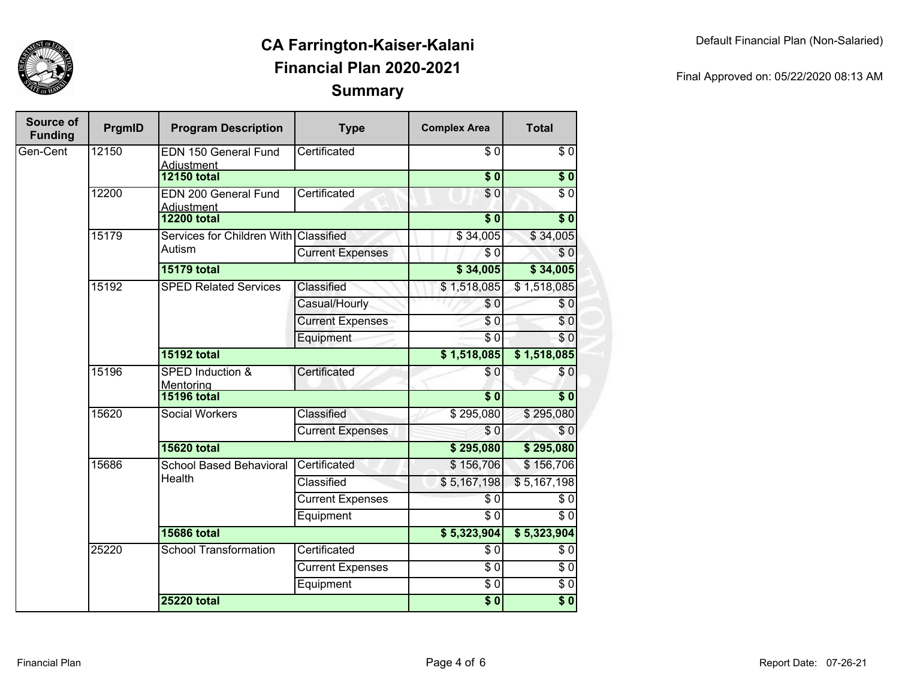# CA Farrington-Kaiser-Kalani
## Financial Plan 2020-2021
## Summary

Default Financial Plan (Non-Salaried)

Final Approved on: 05/22/2020 08:13 AM

| Source of Funding | PrgmID | Program Description | Type | Complex Area | Total |
|---|---|---|---|---|---|
| Gen-Cent | 12150 | EDN 150 General Fund Adjustment | Certificated | $ 0 | $ 0 |
| | | **12150 total** | | **$ 0** | **$ 0** |
| | 12200 | EDN 200 General Fund Adjustment | Certificated | $ 0 | $ 0 |
| | | **12200 total** | | **$ 0** | **$ 0** |
| | 15179 | Services for Children With Autism | Classified | $ 34,005 | $ 34,005 |
| | | | Current Expenses | $ 0 | $ 0 |
| | | **15179 total** | | **$ 34,005** | **$ 34,005** |
| | 15192 | SPED Related Services | Classified | $ 1,518,085 | $ 1,518,085 |
| | | | Casual/Hourly | $ 0 | $ 0 |
| | | | Current Expenses | $ 0 | $ 0 |
| | | | Equipment | $ 0 | $ 0 |
| | | **15192 total** | | **$ 1,518,085** | **$ 1,518,085** |
| | 15196 | SPED Induction & Mentoring | Certificated | $ 0 | $ 0 |
| | | **15196 total** | | **$ 0** | **$ 0** |
| | 15620 | Social Workers | Classified | $ 295,080 | $ 295,080 |
| | | | Current Expenses | $ 0 | $ 0 |
| | | **15620 total** | | **$ 295,080** | **$ 295,080** |
| | 15686 | School Based Behavioral Health | Certificated | $ 156,706 | $ 156,706 |
| | | | Classified | $ 5,167,198 | $ 5,167,198 |
| | | | Current Expenses | $ 0 | $ 0 |
| | | | Equipment | $ 0 | $ 0 |
| | | **15686 total** | | **$ 5,323,904** | **$ 5,323,904** |
| | 25220 | School Transformation | Certificated | $ 0 | $ 0 |
| | | | Current Expenses | $ 0 | $ 0 |
| | | | Equipment | $ 0 | $ 0 |
| | | **25220 total** | | **$ 0** | **$ 0** |

Financial Plan

Report Date: 07-26-21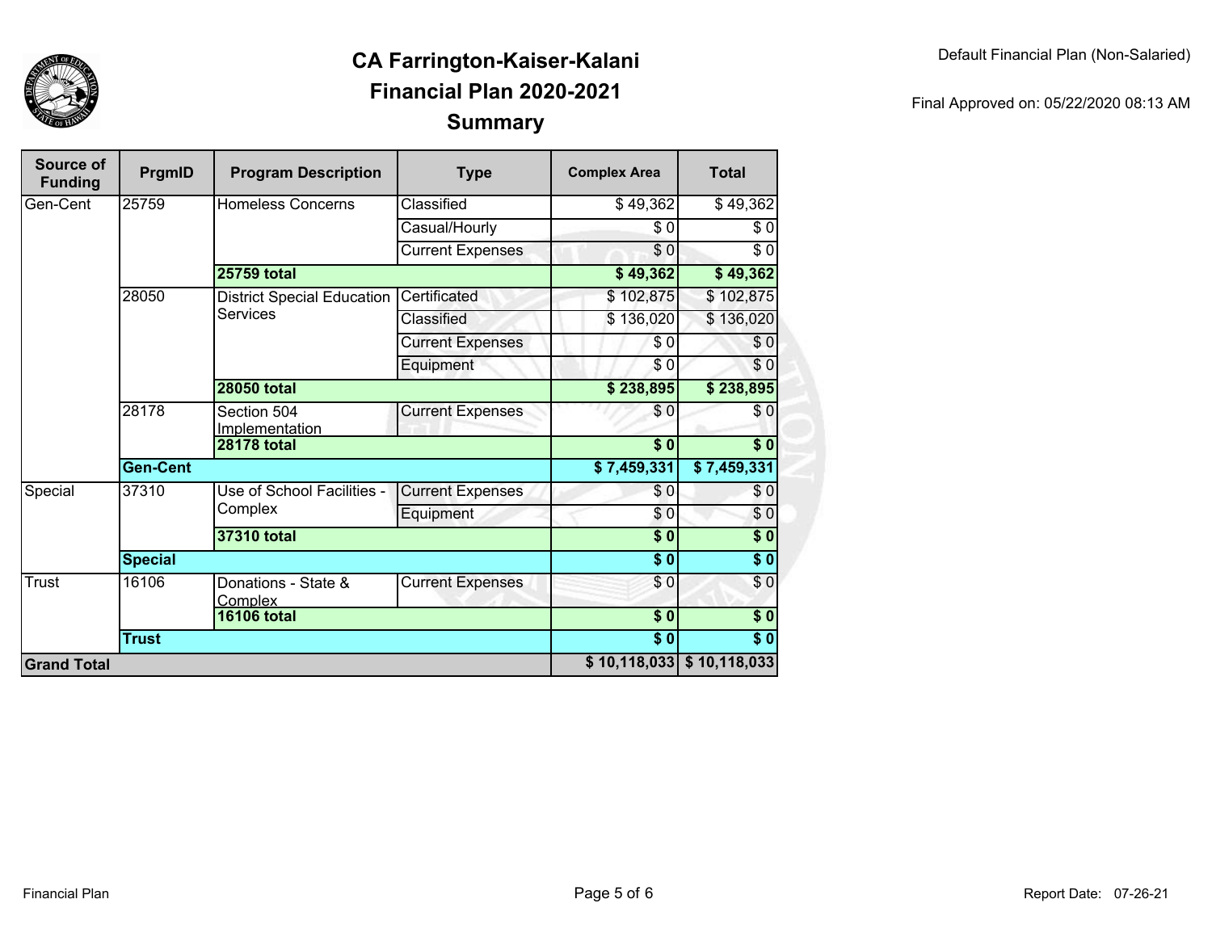# CA Farrington-Kaiser-Kalani
## Financial Plan 2020-2021
## Summary

Default Financial Plan (Non-Salaried)

Final Approved on: 05/22/2020 08:13 AM

| Source of Funding | PrgmID | Program Description | Type | Complex Area | Total |
|---|---|---|---|---|---|
| Gen-Cent | 25759 | Homeless Concerns | Classified | $ 49,362 | $ 49,362 |
| | | | Casual/Hourly | $ 0 | $ 0 |
| | | | Current Expenses | $ 0 | $ 0 |
| | | **25759 total** | | **$ 49,362** | **$ 49,362** |
| | 28050 | District Special Education Services | Certificated | $ 102,875 | $ 102,875 |
| | | | Classified | $ 136,020 | $ 136,020 |
| | | | Current Expenses | $ 0 | $ 0 |
| | | | Equipment | $ 0 | $ 0 |
| | | **28050 total** | | **$ 238,895** | **$ 238,895** |
| | 28178 | Section 504 Implementation | Current Expenses | $ 0 | $ 0 |
| | | **28178 total** | | **$ 0** | **$ 0** |
| | **Gen-Cent** | | | **$ 7,459,331** | **$ 7,459,331** |
| Special | 37310 | Use of School Facilities - Complex | Current Expenses | $ 0 | $ 0 |
| | | | Equipment | $ 0 | $ 0 |
| | | **37310 total** | | **$ 0** | **$ 0** |
| | **Special** | | | **$ 0** | **$ 0** |
| Trust | 16106 | Donations - State & Complex | Current Expenses | $ 0 | $ 0 |
| | | **16106 total** | | **$ 0** | **$ 0** |
| | **Trust** | | | **$ 0** | **$ 0** |
| **Grand Total** | | | | **$ 10,118,033** | **$ 10,118,033** |

Financial Plan

Report Date: 07-26-21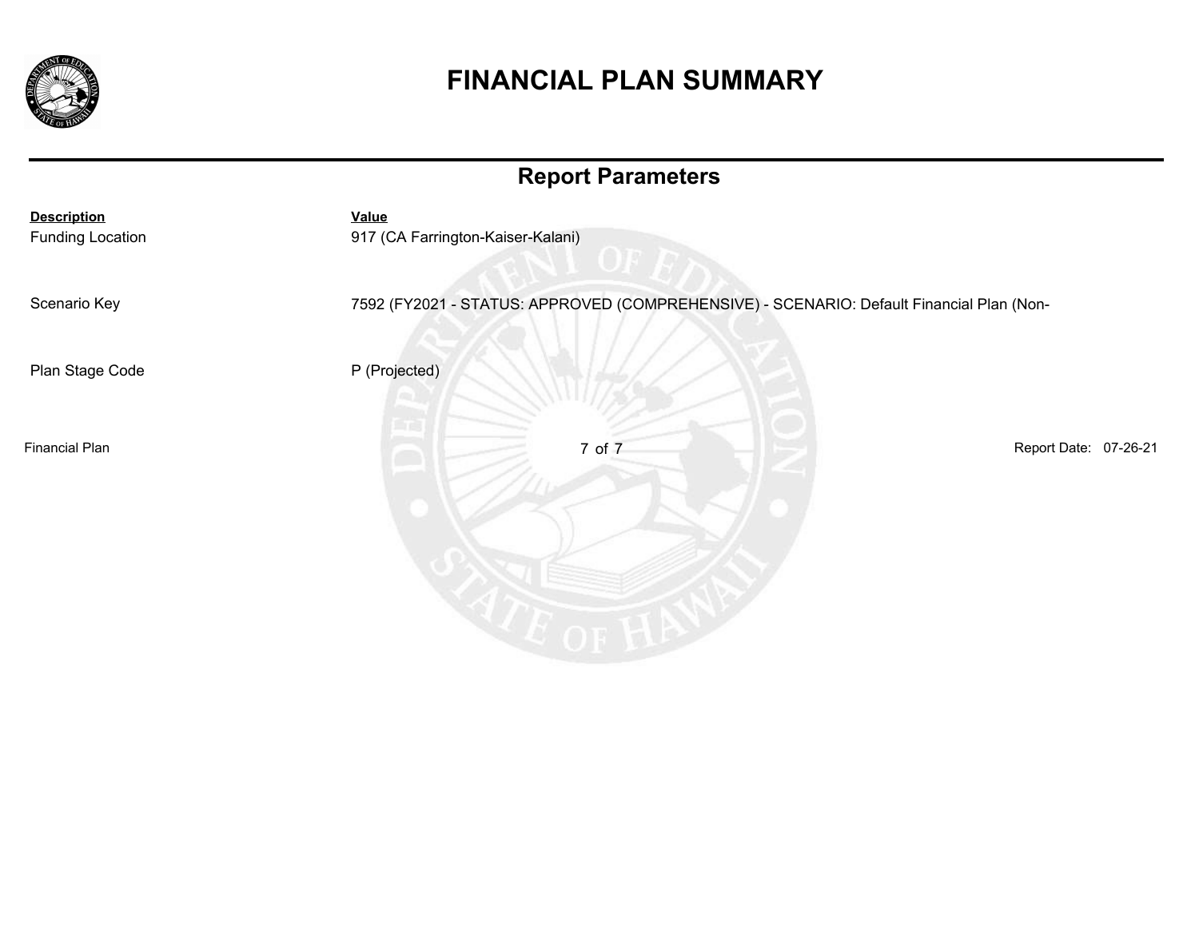# FINANCIAL PLAN SUMMARY

## Report Parameters

| Description | Value |
|---|---|
| Funding Location | 917 (CA Farrington-Kaiser-Kalani) |
| Scenario Key | 7592 (FY2021 - STATUS: APPROVED (COMPREHENSIVE) - SCENARIO: Default Financial Plan (Non- |
| Plan Stage Code | P (Projected) |